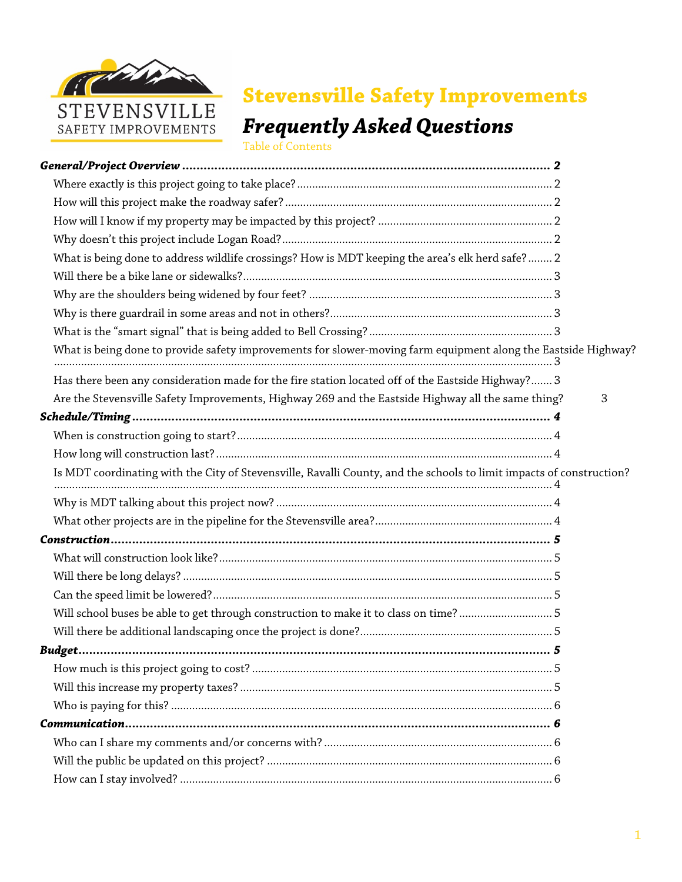# Stevensville Safety Improvements

## *Frequently Asked Questions*

Table of Contents

***General/Project Overview*** ... **2**

- Where exactly is this project going to take place? ... 2
- How will this project make the roadway safer? ... 2
- How will I know if my property may be impacted by this project? ... 2
- Why doesn't this project include Logan Road? ... 2
- What is being done to address wildlife crossings? How is MDT keeping the area's elk herd safe? ... 2
- Will there be a bike lane or sidewalks? ... 3
- Why are the shoulders being widened by four feet? ... 3
- Why is there guardrail in some areas and not in others? ... 3
- What is the "smart signal" that is being added to Bell Crossing? ... 3
- What is being done to provide safety improvements for slower-moving farm equipment along the Eastside Highway? ... 3
- Has there been any consideration made for the fire station located off of the Eastside Highway? ... 3
- Are the Stevensville Safety Improvements, Highway 269 and the Eastside Highway all the same thing? 3

***Schedule/Timing*** ... **4**

- When is construction going to start? ... 4
- How long will construction last? ... 4
- Is MDT coordinating with the City of Stevensville, Ravalli County, and the schools to limit impacts of construction? ... 4
- Why is MDT talking about this project now? ... 4
- What other projects are in the pipeline for the Stevensville area? ... 4

***Construction*** ... **5**

- What will construction look like? ... 5
- Will there be long delays? ... 5
- Can the speed limit be lowered? ... 5
- Will school buses be able to get through construction to make it to class on time? ... 5
- Will there be additional landscaping once the project is done? ... 5

***Budget*** ... **5**

- How much is this project going to cost? ... 5
- Will this increase my property taxes? ... 5
- Who is paying for this? ... 6

***Communication*** ... **6**

- Who can I share my comments and/or concerns with? ... 6
- Will the public be updated on this project? ... 6
- How can I stay involved? ... 6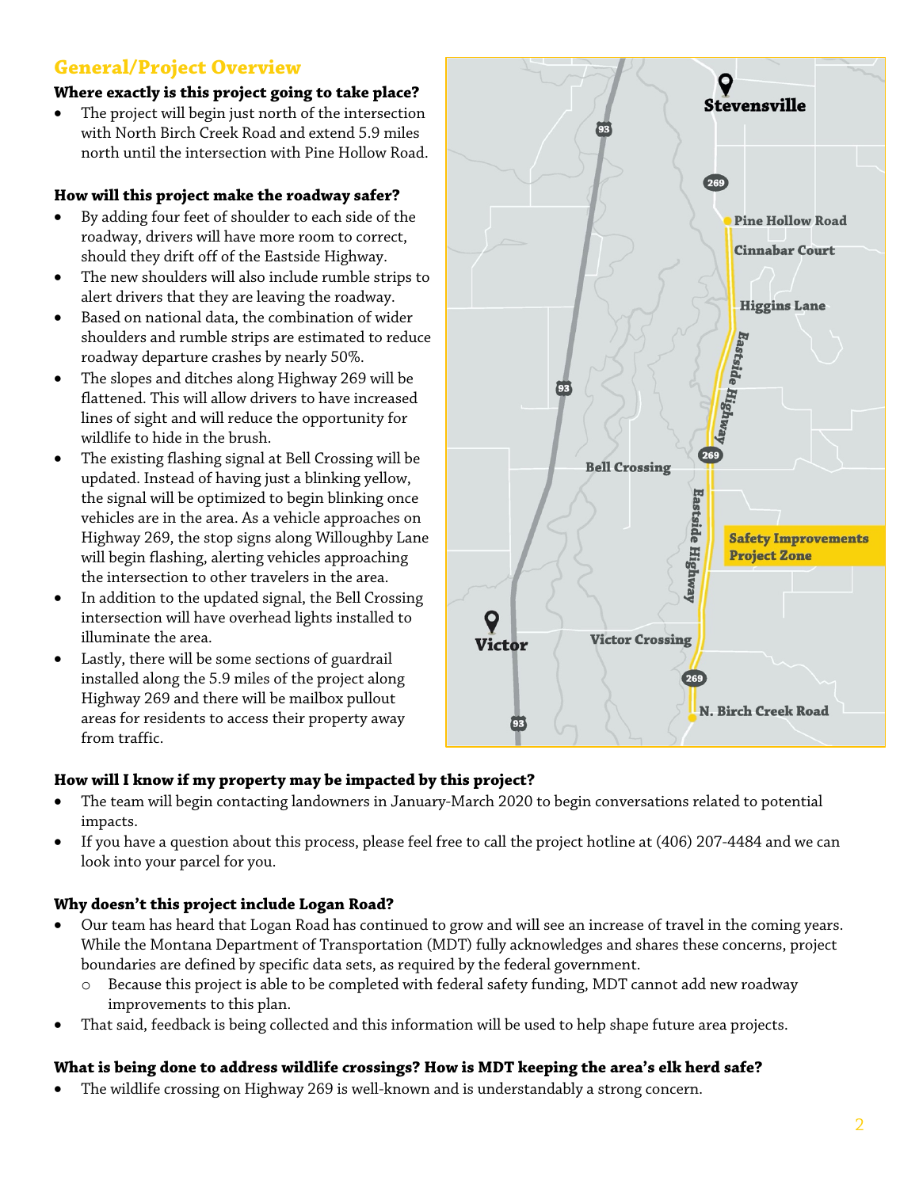## General/Project Overview

**Where exactly is this project going to take place?**

- The project will begin just north of the intersection with North Birch Creek Road and extend 5.9 miles north until the intersection with Pine Hollow Road.

**How will this project make the roadway safer?**

- By adding four feet of shoulder to each side of the roadway, drivers will have more room to correct, should they drift off of the Eastside Highway.
- The new shoulders will also include rumble strips to alert drivers that they are leaving the roadway.
- Based on national data, the combination of wider shoulders and rumble strips are estimated to reduce roadway departure crashes by nearly 50%.
- The slopes and ditches along Highway 269 will be flattened. This will allow drivers to have increased lines of sight and will reduce the opportunity for wildlife to hide in the brush.
- The existing flashing signal at Bell Crossing will be updated. Instead of having just a blinking yellow, the signal will be optimized to begin blinking once vehicles are in the area. As a vehicle approaches on Highway 269, the stop signs along Willoughby Lane will begin flashing, alerting vehicles approaching the intersection to other travelers in the area.
- In addition to the updated signal, the Bell Crossing intersection will have overhead lights installed to illuminate the area.
- Lastly, there will be some sections of guardrail installed along the 5.9 miles of the project along Highway 269 and there will be mailbox pullout areas for residents to access their property away from traffic.

**How will I know if my property may be impacted by this project?**

- The team will begin contacting landowners in January-March 2020 to begin conversations related to potential impacts.
- If you have a question about this process, please feel free to call the project hotline at (406) 207-4484 and we can look into your parcel for you.

**Why doesn't this project include Logan Road?**

- Our team has heard that Logan Road has continued to grow and will see an increase of travel in the coming years. While the Montana Department of Transportation (MDT) fully acknowledges and shares these concerns, project boundaries are defined by specific data sets, as required by the federal government.
  - Because this project is able to be completed with federal safety funding, MDT cannot add new roadway improvements to this plan.
- That said, feedback is being collected and this information will be used to help shape future area projects.

**What is being done to address wildlife crossings? How is MDT keeping the area's elk herd safe?**

- The wildlife crossing on Highway 269 is well-known and is understandably a strong concern.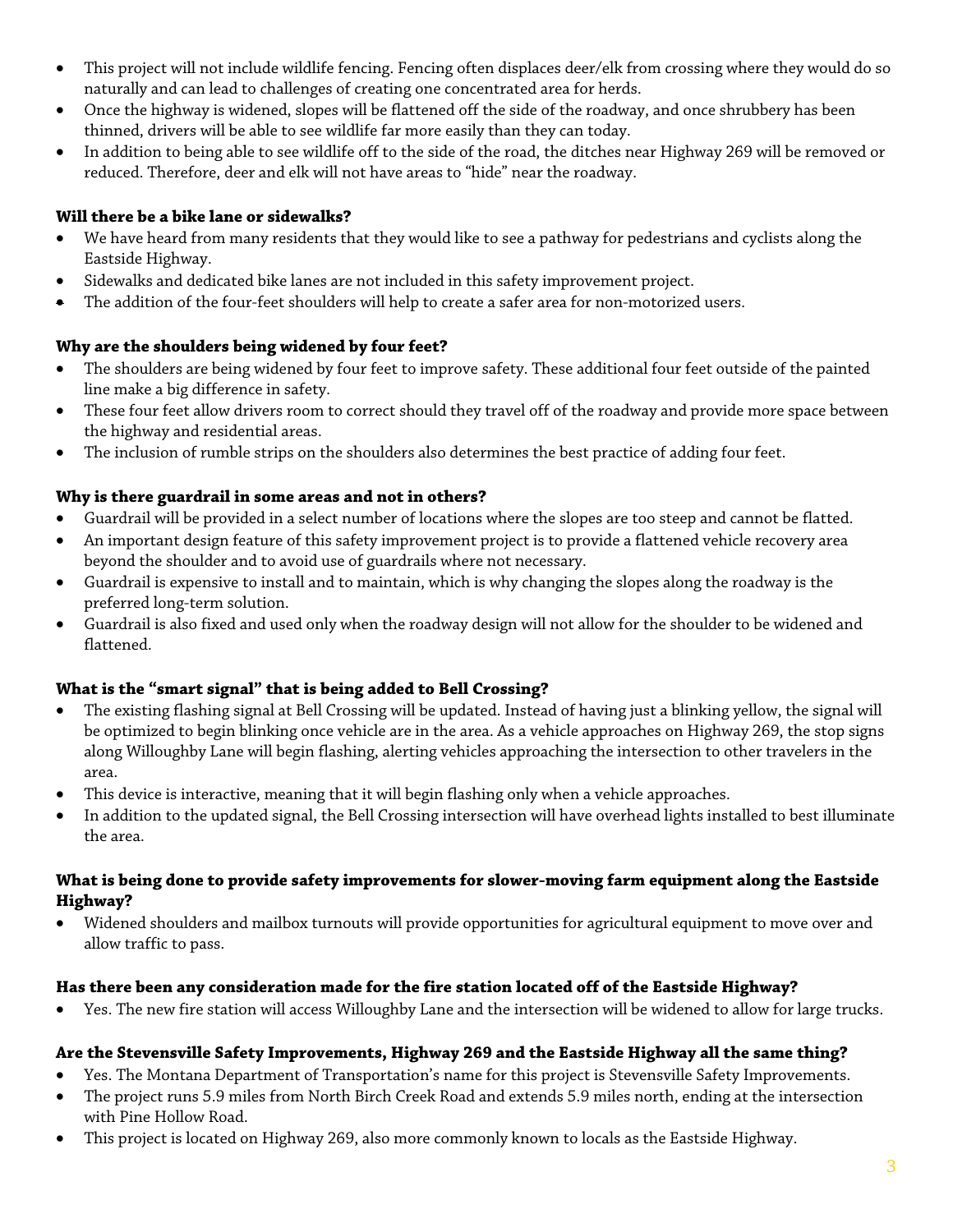- This project will not include wildlife fencing. Fencing often displaces deer/elk from crossing where they would do so naturally and can lead to challenges of creating one concentrated area for herds.
- Once the highway is widened, slopes will be flattened off the side of the roadway, and once shrubbery has been thinned, drivers will be able to see wildlife far more easily than they can today.
- In addition to being able to see wildlife off to the side of the road, the ditches near Highway 269 will be removed or reduced. Therefore, deer and elk will not have areas to "hide" near the roadway.

**Will there be a bike lane or sidewalks?**

- We have heard from many residents that they would like to see a pathway for pedestrians and cyclists along the Eastside Highway.
- Sidewalks and dedicated bike lanes are not included in this safety improvement project.
- The addition of the four-feet shoulders will help to create a safer area for non-motorized users.

**Why are the shoulders being widened by four feet?**

- The shoulders are being widened by four feet to improve safety. These additional four feet outside of the painted line make a big difference in safety.
- These four feet allow drivers room to correct should they travel off of the roadway and provide more space between the highway and residential areas.
- The inclusion of rumble strips on the shoulders also determines the best practice of adding four feet.

**Why is there guardrail in some areas and not in others?**

- Guardrail will be provided in a select number of locations where the slopes are too steep and cannot be flatted.
- An important design feature of this safety improvement project is to provide a flattened vehicle recovery area beyond the shoulder and to avoid use of guardrails where not necessary.
- Guardrail is expensive to install and to maintain, which is why changing the slopes along the roadway is the preferred long-term solution.
- Guardrail is also fixed and used only when the roadway design will not allow for the shoulder to be widened and flattened.

**What is the "smart signal" that is being added to Bell Crossing?**

- The existing flashing signal at Bell Crossing will be updated. Instead of having just a blinking yellow, the signal will be optimized to begin blinking once vehicle are in the area. As a vehicle approaches on Highway 269, the stop signs along Willoughby Lane will begin flashing, alerting vehicles approaching the intersection to other travelers in the area.
- This device is interactive, meaning that it will begin flashing only when a vehicle approaches.
- In addition to the updated signal, the Bell Crossing intersection will have overhead lights installed to best illuminate the area.

**What is being done to provide safety improvements for slower-moving farm equipment along the Eastside Highway?**

- Widened shoulders and mailbox turnouts will provide opportunities for agricultural equipment to move over and allow traffic to pass.

**Has there been any consideration made for the fire station located off of the Eastside Highway?**

- Yes. The new fire station will access Willoughby Lane and the intersection will be widened to allow for large trucks.

**Are the Stevensville Safety Improvements, Highway 269 and the Eastside Highway all the same thing?**

- Yes. The Montana Department of Transportation's name for this project is Stevensville Safety Improvements.
- The project runs 5.9 miles from North Birch Creek Road and extends 5.9 miles north, ending at the intersection with Pine Hollow Road.
- This project is located on Highway 269, also more commonly known to locals as the Eastside Highway.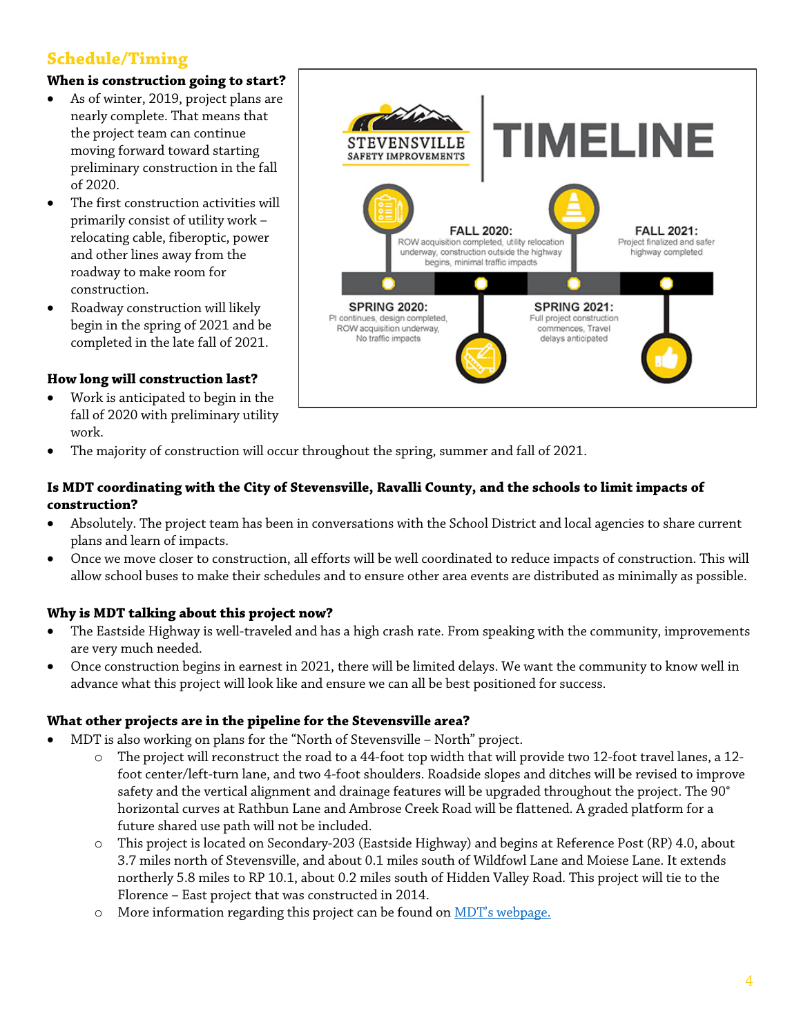## Schedule/Timing

**When is construction going to start?**

- As of winter, 2019, project plans are nearly complete. That means that the project team can continue moving forward toward starting preliminary construction in the fall of 2020.
- The first construction activities will primarily consist of utility work – relocating cable, fiberoptic, power and other lines away from the roadway to make room for construction.
- Roadway construction will likely begin in the spring of 2021 and be completed in the late fall of 2021.

STEVENSVILLE SAFETY IMPROVEMENTS | TIMELINE

- **SPRING 2020:** PI continues, design completed, ROW acquisition underway, No traffic impacts
- **FALL 2020:** ROW acquisition completed, utility relocation underway, construction outside the highway begins, minimal traffic impacts
- **SPRING 2021:** Full project construction commences, Travel delays anticipated
- **FALL 2021:** Project finalized and safer highway completed

**How long will construction last?**

- Work is anticipated to begin in the fall of 2020 with preliminary utility work.
- The majority of construction will occur throughout the spring, summer and fall of 2021.

**Is MDT coordinating with the City of Stevensville, Ravalli County, and the schools to limit impacts of construction?**

- Absolutely. The project team has been in conversations with the School District and local agencies to share current plans and learn of impacts.
- Once we move closer to construction, all efforts will be well coordinated to reduce impacts of construction. This will allow school buses to make their schedules and to ensure other area events are distributed as minimally as possible.

**Why is MDT talking about this project now?**

- The Eastside Highway is well-traveled and has a high crash rate. From speaking with the community, improvements are very much needed.
- Once construction begins in earnest in 2021, there will be limited delays. We want the community to know well in advance what this project will look like and ensure we can all be best positioned for success.

**What other projects are in the pipeline for the Stevensville area?**

- MDT is also working on plans for the "North of Stevensville – North" project.
  - The project will reconstruct the road to a 44-foot top width that will provide two 12-foot travel lanes, a 12-foot center/left-turn lane, and two 4-foot shoulders. Roadside slopes and ditches will be revised to improve safety and the vertical alignment and drainage features will be upgraded throughout the project. The 90° horizontal curves at Rathbun Lane and Ambrose Creek Road will be flattened. A graded platform for a future shared use path will not be included.
  - This project is located on Secondary-203 (Eastside Highway) and begins at Reference Post (RP) 4.0, about 3.7 miles north of Stevensville, and about 0.1 miles south of Wildfowl Lane and Moiese Lane. It extends northerly 5.8 miles to RP 10.1, about 0.2 miles south of Hidden Valley Road. This project will tie to the Florence – East project that was constructed in 2014.
  - More information regarding this project can be found on MDT's webpage.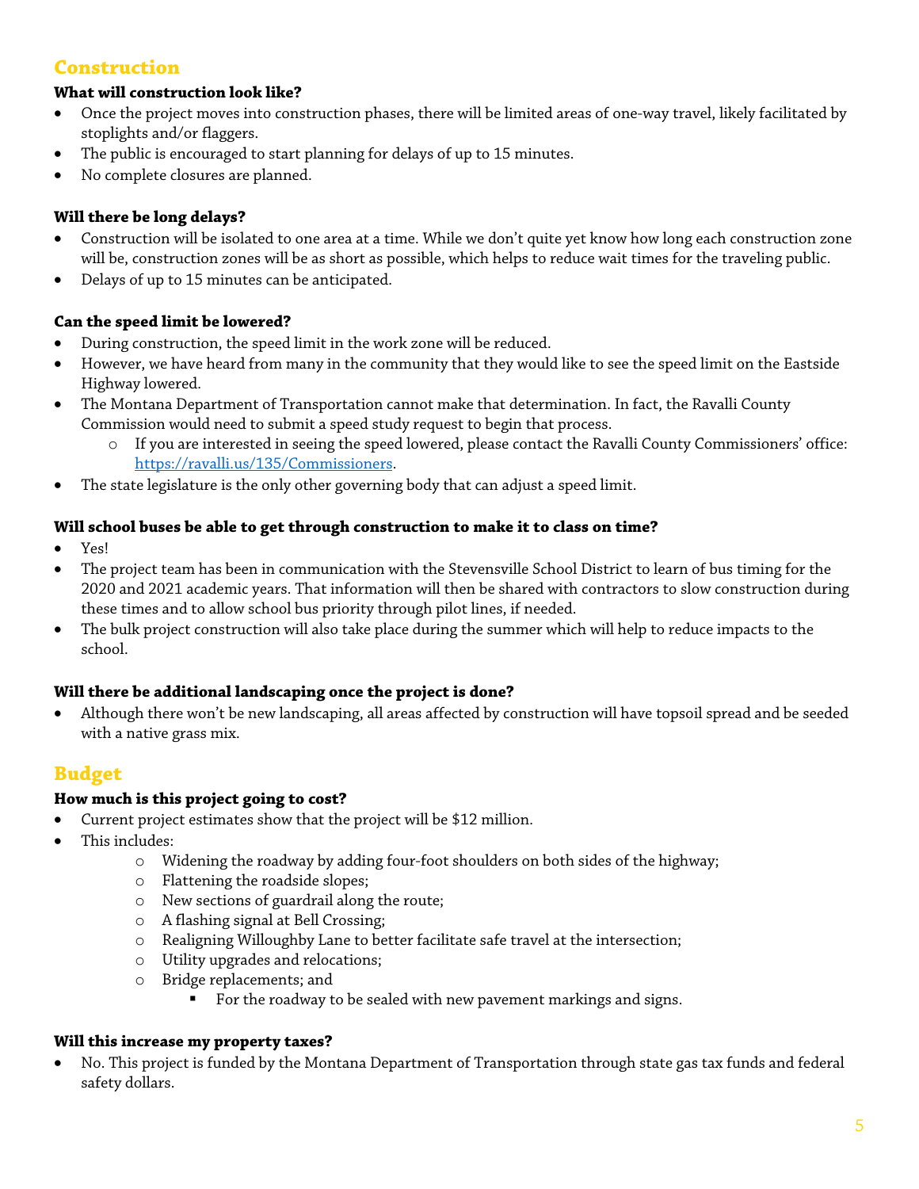## Construction

### What will construction look like?

- Once the project moves into construction phases, there will be limited areas of one-way travel, likely facilitated by stoplights and/or flaggers.
- The public is encouraged to start planning for delays of up to 15 minutes.
- No complete closures are planned.

### Will there be long delays?

- Construction will be isolated to one area at a time. While we don't quite yet know how long each construction zone will be, construction zones will be as short as possible, which helps to reduce wait times for the traveling public.
- Delays of up to 15 minutes can be anticipated.

### Can the speed limit be lowered?

- During construction, the speed limit in the work zone will be reduced.
- However, we have heard from many in the community that they would like to see the speed limit on the Eastside Highway lowered.
- The Montana Department of Transportation cannot make that determination. In fact, the Ravalli County Commission would need to submit a speed study request to begin that process.
    - If you are interested in seeing the speed lowered, please contact the Ravalli County Commissioners' office: [https://ravalli.us/135/Commissioners](https://ravalli.us/135/Commissioners).
- The state legislature is the only other governing body that can adjust a speed limit.

### Will school buses be able to get through construction to make it to class on time?

- Yes!
- The project team has been in communication with the Stevensville School District to learn of bus timing for the 2020 and 2021 academic years. That information will then be shared with contractors to slow construction during these times and to allow school bus priority through pilot lines, if needed.
- The bulk project construction will also take place during the summer which will help to reduce impacts to the school.

### Will there be additional landscaping once the project is done?

- Although there won't be new landscaping, all areas affected by construction will have topsoil spread and be seeded with a native grass mix.

## Budget

### How much is this project going to cost?

- Current project estimates show that the project will be $12 million.
- This includes:
    - Widening the roadway by adding four-foot shoulders on both sides of the highway;
    - Flattening the roadside slopes;
    - New sections of guardrail along the route;
    - A flashing signal at Bell Crossing;
    - Realigning Willoughby Lane to better facilitate safe travel at the intersection;
    - Utility upgrades and relocations;
    - Bridge replacements; and
        - For the roadway to be sealed with new pavement markings and signs.

### Will this increase my property taxes?

- No. This project is funded by the Montana Department of Transportation through state gas tax funds and federal safety dollars.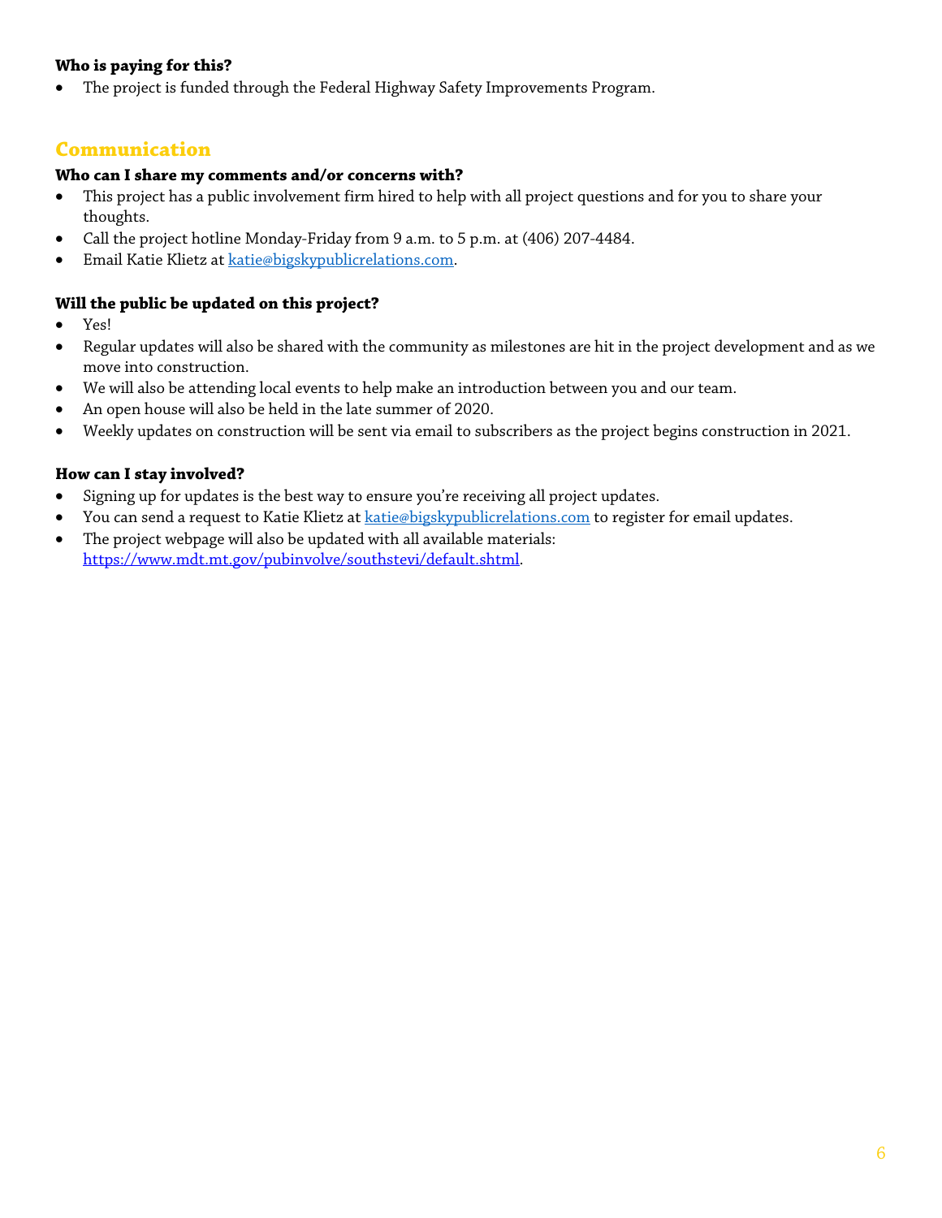**Who is paying for this?**

- The project is funded through the Federal Highway Safety Improvements Program.

## Communication

**Who can I share my comments and/or concerns with?**

- This project has a public involvement firm hired to help with all project questions and for you to share your thoughts.
- Call the project hotline Monday-Friday from 9 a.m. to 5 p.m. at (406) 207-4484.
- Email Katie Klietz at [katie@bigskypublicrelations.com](mailto:katie@bigskypublicrelations.com).

**Will the public be updated on this project?**

- Yes!
- Regular updates will also be shared with the community as milestones are hit in the project development and as we move into construction.
- We will also be attending local events to help make an introduction between you and our team.
- An open house will also be held in the late summer of 2020.
- Weekly updates on construction will be sent via email to subscribers as the project begins construction in 2021.

**How can I stay involved?**

- Signing up for updates is the best way to ensure you're receiving all project updates.
- You can send a request to Katie Klietz at [katie@bigskypublicrelations.com](mailto:katie@bigskypublicrelations.com) to register for email updates.
- The project webpage will also be updated with all available materials: [https://www.mdt.mt.gov/pubinvolve/southstevi/default.shtml](https://www.mdt.mt.gov/pubinvolve/southstevi/default.shtml).